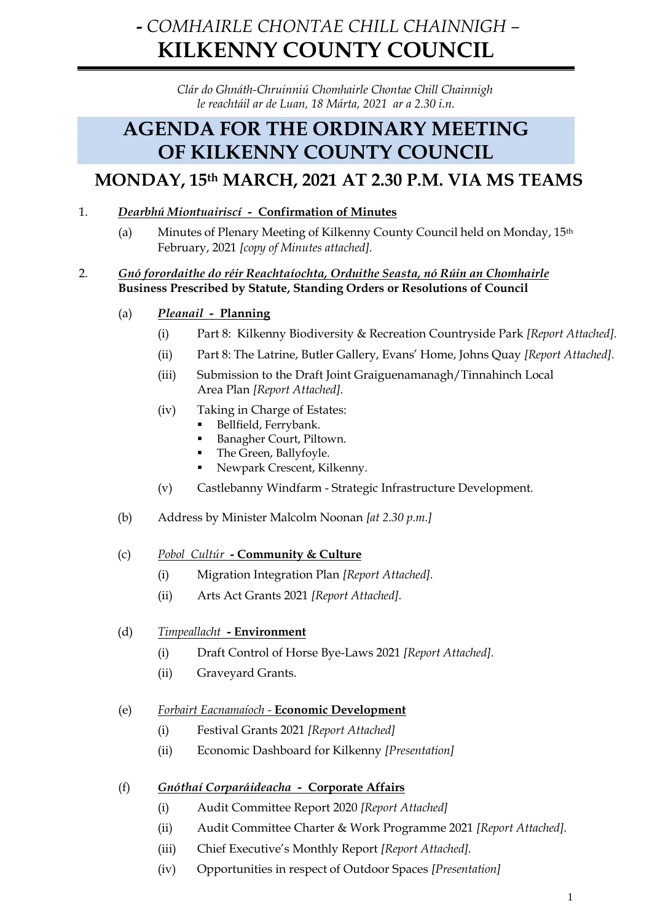# *- COMHAIRLE CHONTAE CHILL CHAINNIGH –* KILKENNY COUNTY COUNCIL

*Clár do Ghnáth-Chruinniú Chomhairle Chontae Chill Chainnigh le reachtáil ar de Luan, 18 Márta, 2021 ar a 2.30 i.n.*

# AGENDA FOR THE ORDINARY MEETING OF KILKENNY COUNTY COUNCIL

## MONDAY, 15th MARCH, 2021 AT 2.30 P.M. VIA MS TEAMS

1. ***Dearbhú Miontuairiscí* - Confirmation of Minutes**

   (a) Minutes of Plenary Meeting of Kilkenny County Council held on Monday, 15th February, 2021 *[copy of Minutes attached].*

2. ***Gnó forordaithe do réir Reachtaíochta, Orduithe Seasta, nó Rúin an Chomhairle***
   **Business Prescribed by Statute, Standing Orders or Resolutions of Council**

   (a) ***Pleanail* - Planning**

      (i) Part 8: Kilkenny Biodiversity & Recreation Countryside Park *[Report Attached].*

      (ii) Part 8: The Latrine, Butler Gallery, Evans' Home, Johns Quay *[Report Attached].*

      (iii) Submission to the Draft Joint Graiguenamanagh/Tinnahinch Local Area Plan *[Report Attached].*

      (iv) Taking in Charge of Estates:
      - Bellfield, Ferrybank.
      - Banagher Court, Piltown.
      - The Green, Ballyfoyle.
      - Newpark Crescent, Kilkenny.

      (v) Castlebanny Windfarm - Strategic Infrastructure Development.

   (b) Address by Minister Malcolm Noonan *[at 2.30 p.m.]*

   (c) *Pobol Cultúr* **- Community & Culture**

      (i) Migration Integration Plan *[Report Attached].*

      (ii) Arts Act Grants 2021 *[Report Attached].*

   (d) *Timpeallacht* **- Environment**

      (i) Draft Control of Horse Bye-Laws 2021 *[Report Attached].*

      (ii) Graveyard Grants.

   (e) *Forbairt Eacnamaíoch -* **Economic Development**

      (i) Festival Grants 2021 *[Report Attached]*

      (ii) Economic Dashboard for Kilkenny *[Presentation]*

   (f) ***Gnóthaí Corparáideacha* - Corporate Affairs**

      (i) Audit Committee Report 2020 *[Report Attached]*

      (ii) Audit Committee Charter & Work Programme 2021 *[Report Attached].*

      (iii) Chief Executive's Monthly Report *[Report Attached].*

      (iv) Opportunities in respect of Outdoor Spaces *[Presentation]*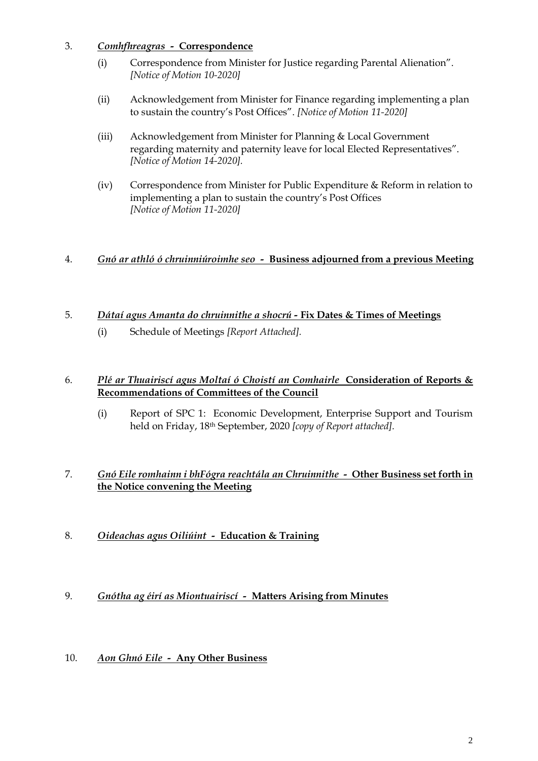3. ***Comhfhreagras* - Correspondence**

   (i) Correspondence from Minister for Justice regarding Parental Alienation". *[Notice of Motion 10-2020]*

   (ii) Acknowledgement from Minister for Finance regarding implementing a plan to sustain the country's Post Offices". *[Notice of Motion 11-2020]*

   (iii) Acknowledgement from Minister for Planning & Local Government regarding maternity and paternity leave for local Elected Representatives". *[Notice of Motion 14-2020].*

   (iv) Correspondence from Minister for Public Expenditure & Reform in relation to implementing a plan to sustain the country's Post Offices *[Notice of Motion 11-2020]*

4. ***Gnó ar athló ó chruinniúroimhe seo* - Business adjourned from a previous Meeting**

5. ***Dátaí agus Amanta do chruinnithe a shocrú* - Fix Dates & Times of Meetings**

   (i) Schedule of Meetings *[Report Attached].*

6. ***Plé ar Thuairiscí agus Moltaí ó Choistí an Comhairle* Consideration of Reports & Recommendations of Committees of the Council**

   (i) Report of SPC 1: Economic Development, Enterprise Support and Tourism held on Friday, 18th September, 2020 *[copy of Report attached].*

7. ***Gnó Eile romhainn i bhFógra reachtála an Chruinnithe* - Other Business set forth in the Notice convening the Meeting**

8. ***Oideachas agus Oiliúint* - Education & Training**

9. ***Gnótha ag éirí as Miontuairiscí* - Matters Arising from Minutes**

10. ***Aon Ghnó Eile* - Any Other Business**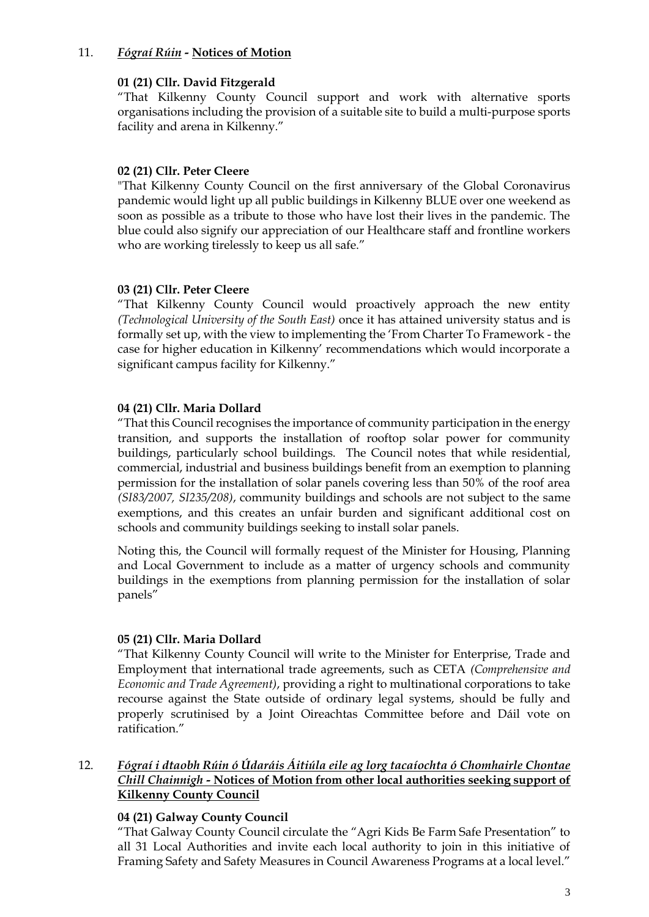11. ***Fógraí Rúin* - Notices of Motion**

**01 (21) Cllr. David Fitzgerald**

"That Kilkenny County Council support and work with alternative sports organisations including the provision of a suitable site to build a multi-purpose sports facility and arena in Kilkenny."

**02 (21) Cllr. Peter Cleere**

"That Kilkenny County Council on the first anniversary of the Global Coronavirus pandemic would light up all public buildings in Kilkenny BLUE over one weekend as soon as possible as a tribute to those who have lost their lives in the pandemic. The blue could also signify our appreciation of our Healthcare staff and frontline workers who are working tirelessly to keep us all safe."

**03 (21) Cllr. Peter Cleere**

"That Kilkenny County Council would proactively approach the new entity *(Technological University of the South East)* once it has attained university status and is formally set up, with the view to implementing the 'From Charter To Framework - the case for higher education in Kilkenny' recommendations which would incorporate a significant campus facility for Kilkenny."

**04 (21) Cllr. Maria Dollard**

"That this Council recognises the importance of community participation in the energy transition, and supports the installation of rooftop solar power for community buildings, particularly school buildings. The Council notes that while residential, commercial, industrial and business buildings benefit from an exemption to planning permission for the installation of solar panels covering less than 50% of the roof area *(SI83/2007, SI235/208)*, community buildings and schools are not subject to the same exemptions, and this creates an unfair burden and significant additional cost on schools and community buildings seeking to install solar panels.

Noting this, the Council will formally request of the Minister for Housing, Planning and Local Government to include as a matter of urgency schools and community buildings in the exemptions from planning permission for the installation of solar panels"

**05 (21) Cllr. Maria Dollard**

"That Kilkenny County Council will write to the Minister for Enterprise, Trade and Employment that international trade agreements, such as CETA *(Comprehensive and Economic and Trade Agreement)*, providing a right to multinational corporations to take recourse against the State outside of ordinary legal systems, should be fully and properly scrutinised by a Joint Oireachtas Committee before and Dáil vote on ratification."

12. ***Fógraí i dtaobh Rúin ó Údaráis Áitiúla eile ag lorg tacaíochta ó Chomhairle Chontae Chill Chainnigh* - Notices of Motion from other local authorities seeking support of Kilkenny County Council**

**04 (21) Galway County Council**

"That Galway County Council circulate the "Agri Kids Be Farm Safe Presentation" to all 31 Local Authorities and invite each local authority to join in this initiative of Framing Safety and Safety Measures in Council Awareness Programs at a local level."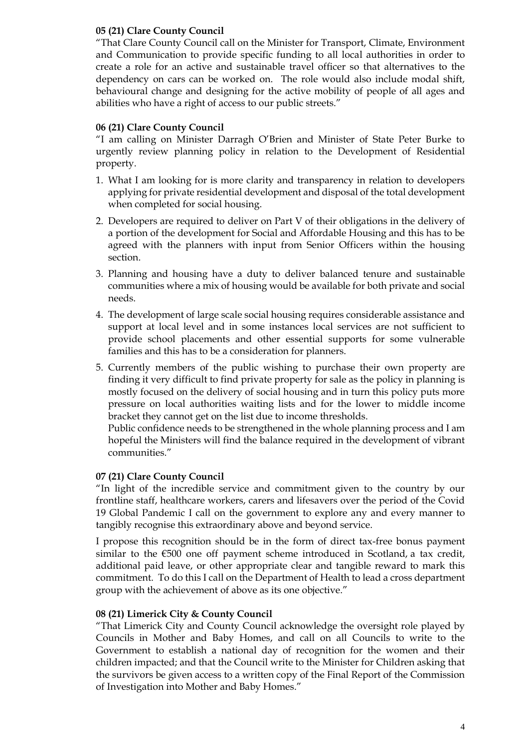**05 (21) Clare County Council**

"That Clare County Council call on the Minister for Transport, Climate, Environment and Communication to provide specific funding to all local authorities in order to create a role for an active and sustainable travel officer so that alternatives to the dependency on cars can be worked on. The role would also include modal shift, behavioural change and designing for the active mobility of people of all ages and abilities who have a right of access to our public streets."

**06 (21) Clare County Council**

"I am calling on Minister Darragh O'Brien and Minister of State Peter Burke to urgently review planning policy in relation to the Development of Residential property.

1. What I am looking for is more clarity and transparency in relation to developers applying for private residential development and disposal of the total development when completed for social housing.
2. Developers are required to deliver on Part V of their obligations in the delivery of a portion of the development for Social and Affordable Housing and this has to be agreed with the planners with input from Senior Officers within the housing section.
3. Planning and housing have a duty to deliver balanced tenure and sustainable communities where a mix of housing would be available for both private and social needs.
4. The development of large scale social housing requires considerable assistance and support at local level and in some instances local services are not sufficient to provide school placements and other essential supports for some vulnerable families and this has to be a consideration for planners.
5. Currently members of the public wishing to purchase their own property are finding it very difficult to find private property for sale as the policy in planning is mostly focused on the delivery of social housing and in turn this policy puts more pressure on local authorities waiting lists and for the lower to middle income bracket they cannot get on the list due to income thresholds.

   Public confidence needs to be strengthened in the whole planning process and I am hopeful the Ministers will find the balance required in the development of vibrant communities."

**07 (21) Clare County Council**

"In light of the incredible service and commitment given to the country by our frontline staff, healthcare workers, carers and lifesavers over the period of the Covid 19 Global Pandemic I call on the government to explore any and every manner to tangibly recognise this extraordinary above and beyond service.

I propose this recognition should be in the form of direct tax-free bonus payment similar to the €500 one off payment scheme introduced in Scotland, a tax credit, additional paid leave, or other appropriate clear and tangible reward to mark this commitment. To do this I call on the Department of Health to lead a cross department group with the achievement of above as its one objective."

**08 (21) Limerick City & County Council**

"That Limerick City and County Council acknowledge the oversight role played by Councils in Mother and Baby Homes, and call on all Councils to write to the Government to establish a national day of recognition for the women and their children impacted; and that the Council write to the Minister for Children asking that the survivors be given access to a written copy of the Final Report of the Commission of Investigation into Mother and Baby Homes."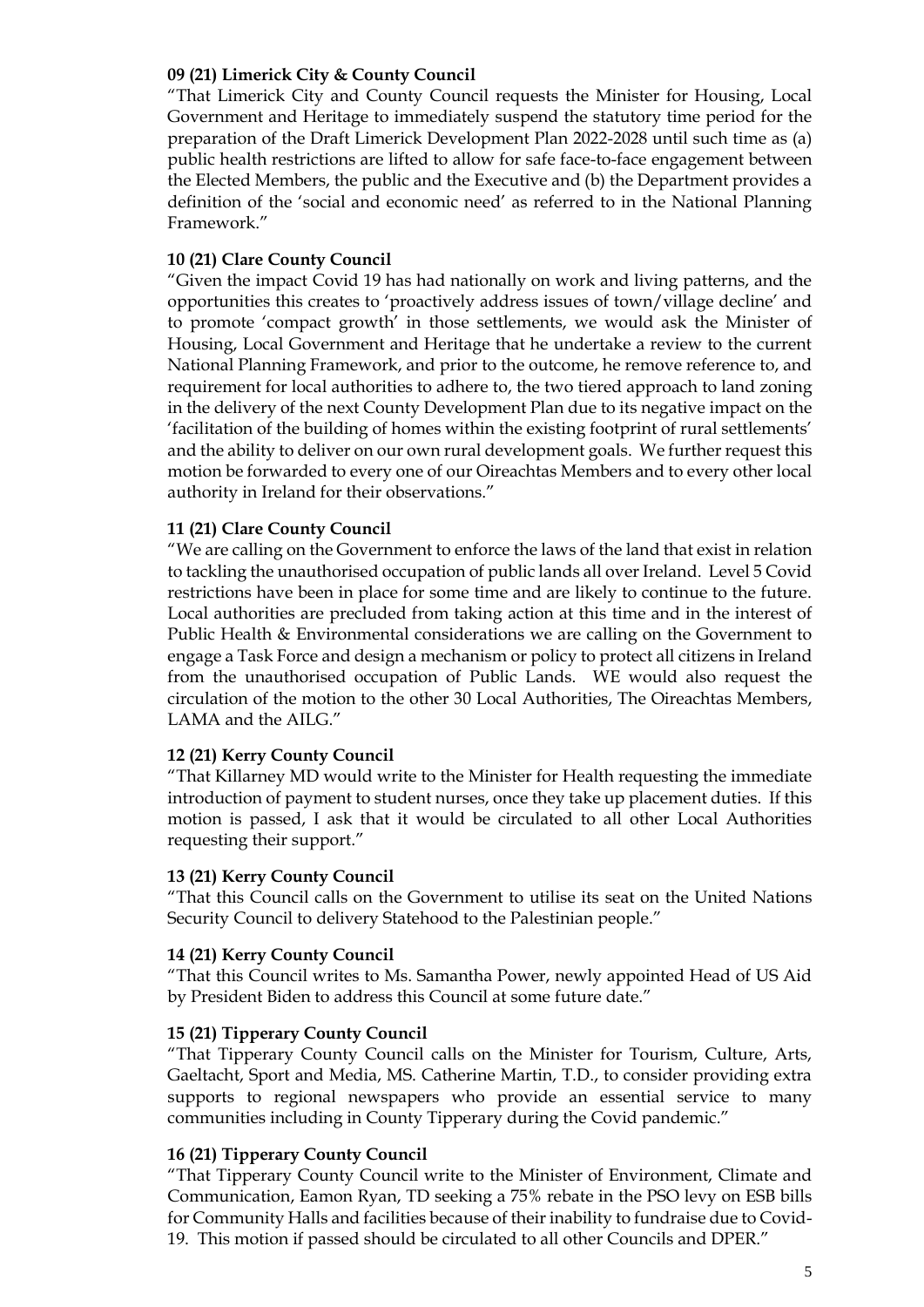**09 (21) Limerick City & County Council**

"That Limerick City and County Council requests the Minister for Housing, Local Government and Heritage to immediately suspend the statutory time period for the preparation of the Draft Limerick Development Plan 2022-2028 until such time as (a) public health restrictions are lifted to allow for safe face-to-face engagement between the Elected Members, the public and the Executive and (b) the Department provides a definition of the 'social and economic need' as referred to in the National Planning Framework."

**10 (21) Clare County Council**

"Given the impact Covid 19 has had nationally on work and living patterns, and the opportunities this creates to 'proactively address issues of town/village decline' and to promote 'compact growth' in those settlements, we would ask the Minister of Housing, Local Government and Heritage that he undertake a review to the current National Planning Framework, and prior to the outcome, he remove reference to, and requirement for local authorities to adhere to, the two tiered approach to land zoning in the delivery of the next County Development Plan due to its negative impact on the 'facilitation of the building of homes within the existing footprint of rural settlements' and the ability to deliver on our own rural development goals. We further request this motion be forwarded to every one of our Oireachtas Members and to every other local authority in Ireland for their observations."

**11 (21) Clare County Council**

"We are calling on the Government to enforce the laws of the land that exist in relation to tackling the unauthorised occupation of public lands all over Ireland. Level 5 Covid restrictions have been in place for some time and are likely to continue to the future. Local authorities are precluded from taking action at this time and in the interest of Public Health & Environmental considerations we are calling on the Government to engage a Task Force and design a mechanism or policy to protect all citizens in Ireland from the unauthorised occupation of Public Lands. WE would also request the circulation of the motion to the other 30 Local Authorities, The Oireachtas Members, LAMA and the AILG."

**12 (21) Kerry County Council**

"That Killarney MD would write to the Minister for Health requesting the immediate introduction of payment to student nurses, once they take up placement duties. If this motion is passed, I ask that it would be circulated to all other Local Authorities requesting their support."

**13 (21) Kerry County Council**

"That this Council calls on the Government to utilise its seat on the United Nations Security Council to delivery Statehood to the Palestinian people."

**14 (21) Kerry County Council**

"That this Council writes to Ms. Samantha Power, newly appointed Head of US Aid by President Biden to address this Council at some future date."

**15 (21) Tipperary County Council**

"That Tipperary County Council calls on the Minister for Tourism, Culture, Arts, Gaeltacht, Sport and Media, MS. Catherine Martin, T.D., to consider providing extra supports to regional newspapers who provide an essential service to many communities including in County Tipperary during the Covid pandemic."

**16 (21) Tipperary County Council**

"That Tipperary County Council write to the Minister of Environment, Climate and Communication, Eamon Ryan, TD seeking a 75% rebate in the PSO levy on ESB bills for Community Halls and facilities because of their inability to fundraise due to Covid-19. This motion if passed should be circulated to all other Councils and DPER."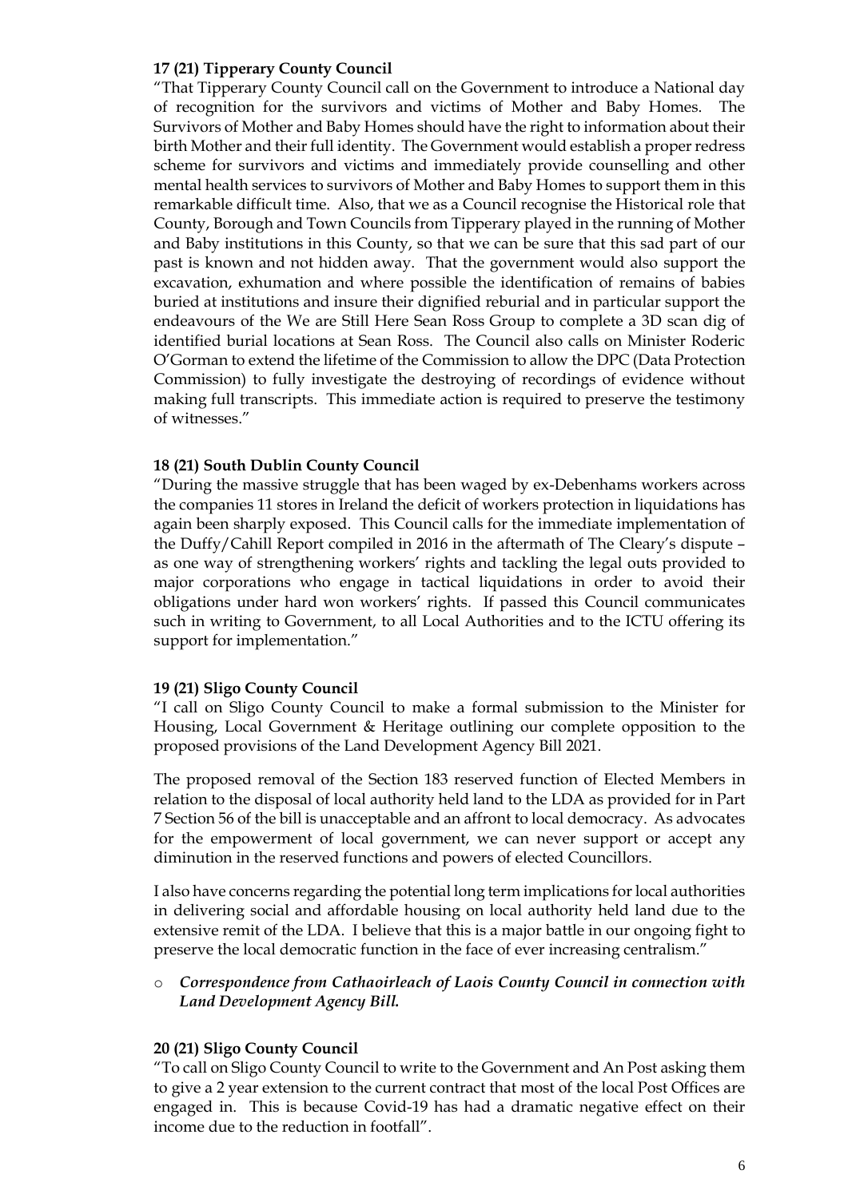**17 (21) Tipperary County Council**

"That Tipperary County Council call on the Government to introduce a National day of recognition for the survivors and victims of Mother and Baby Homes. The Survivors of Mother and Baby Homes should have the right to information about their birth Mother and their full identity. The Government would establish a proper redress scheme for survivors and victims and immediately provide counselling and other mental health services to survivors of Mother and Baby Homes to support them in this remarkable difficult time. Also, that we as a Council recognise the Historical role that County, Borough and Town Councils from Tipperary played in the running of Mother and Baby institutions in this County, so that we can be sure that this sad part of our past is known and not hidden away. That the government would also support the excavation, exhumation and where possible the identification of remains of babies buried at institutions and insure their dignified reburial and in particular support the endeavours of the We are Still Here Sean Ross Group to complete a 3D scan dig of identified burial locations at Sean Ross. The Council also calls on Minister Roderic O'Gorman to extend the lifetime of the Commission to allow the DPC (Data Protection Commission) to fully investigate the destroying of recordings of evidence without making full transcripts. This immediate action is required to preserve the testimony of witnesses."

**18 (21) South Dublin County Council**

"During the massive struggle that has been waged by ex-Debenhams workers across the companies 11 stores in Ireland the deficit of workers protection in liquidations has again been sharply exposed. This Council calls for the immediate implementation of the Duffy/Cahill Report compiled in 2016 in the aftermath of The Cleary's dispute – as one way of strengthening workers' rights and tackling the legal outs provided to major corporations who engage in tactical liquidations in order to avoid their obligations under hard won workers' rights. If passed this Council communicates such in writing to Government, to all Local Authorities and to the ICTU offering its support for implementation."

**19 (21) Sligo County Council**

"I call on Sligo County Council to make a formal submission to the Minister for Housing, Local Government & Heritage outlining our complete opposition to the proposed provisions of the Land Development Agency Bill 2021.

The proposed removal of the Section 183 reserved function of Elected Members in relation to the disposal of local authority held land to the LDA as provided for in Part 7 Section 56 of the bill is unacceptable and an affront to local democracy. As advocates for the empowerment of local government, we can never support or accept any diminution in the reserved functions and powers of elected Councillors.

I also have concerns regarding the potential long term implications for local authorities in delivering social and affordable housing on local authority held land due to the extensive remit of the LDA. I believe that this is a major battle in our ongoing fight to preserve the local democratic function in the face of ever increasing centralism."

- ***Correspondence from Cathaoirleach of Laois County Council in connection with Land Development Agency Bill.***

**20 (21) Sligo County Council**

"To call on Sligo County Council to write to the Government and An Post asking them to give a 2 year extension to the current contract that most of the local Post Offices are engaged in. This is because Covid-19 has had a dramatic negative effect on their income due to the reduction in footfall".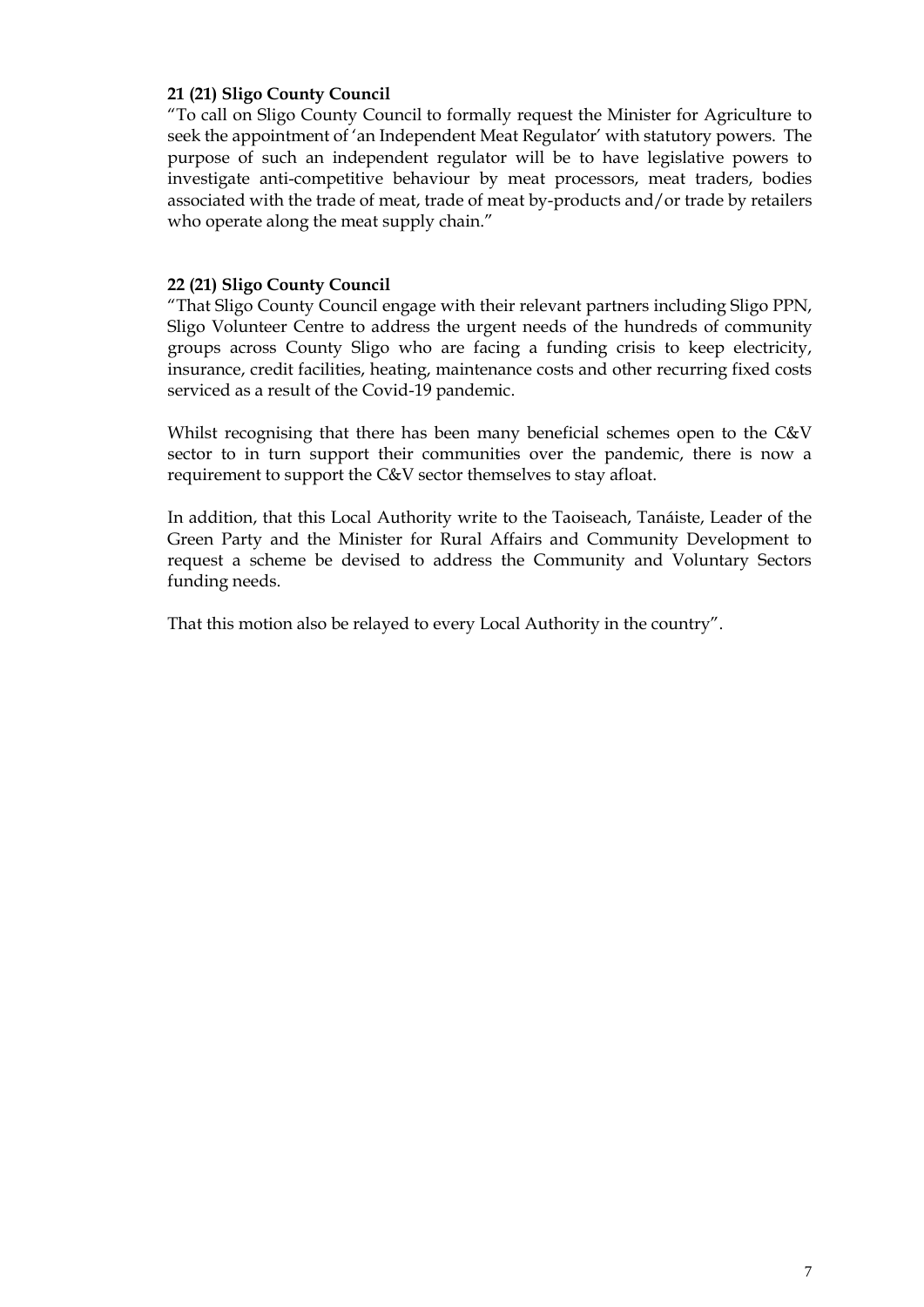**21 (21) Sligo County Council**

"To call on Sligo County Council to formally request the Minister for Agriculture to seek the appointment of 'an Independent Meat Regulator' with statutory powers. The purpose of such an independent regulator will be to have legislative powers to investigate anti-competitive behaviour by meat processors, meat traders, bodies associated with the trade of meat, trade of meat by-products and/or trade by retailers who operate along the meat supply chain."

**22 (21) Sligo County Council**

"That Sligo County Council engage with their relevant partners including Sligo PPN, Sligo Volunteer Centre to address the urgent needs of the hundreds of community groups across County Sligo who are facing a funding crisis to keep electricity, insurance, credit facilities, heating, maintenance costs and other recurring fixed costs serviced as a result of the Covid-19 pandemic.

Whilst recognising that there has been many beneficial schemes open to the C&V sector to in turn support their communities over the pandemic, there is now a requirement to support the C&V sector themselves to stay afloat.

In addition, that this Local Authority write to the Taoiseach, Tanáiste, Leader of the Green Party and the Minister for Rural Affairs and Community Development to request a scheme be devised to address the Community and Voluntary Sectors funding needs.

That this motion also be relayed to every Local Authority in the country".